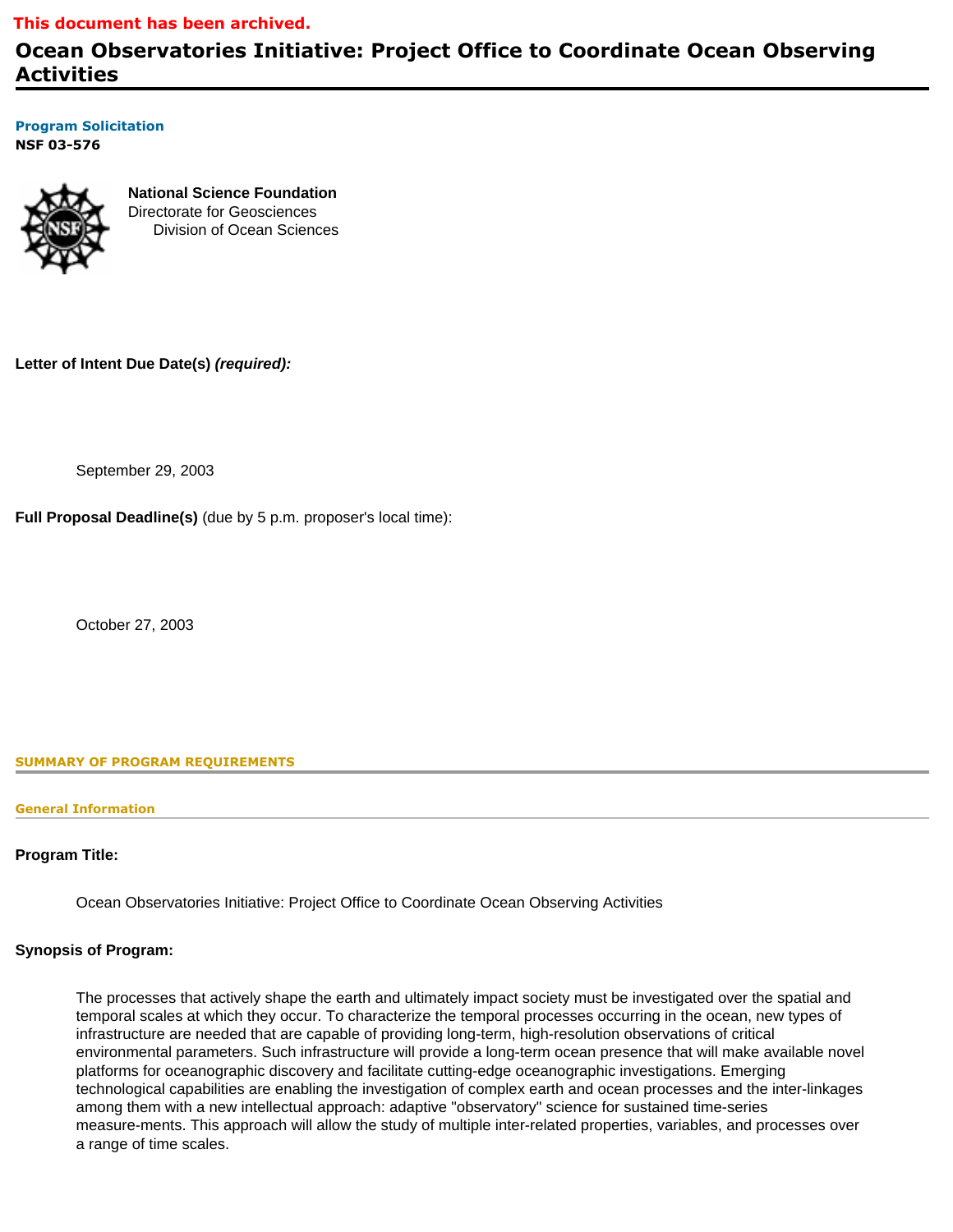**This document has been archived.**

# Ocean Observatories Initiative: Project Office to Coordinate Ocean Observing Activities

**Program Solicitation**
**NSF 03-576**

**National Science Foundation**
Directorate for Geosciences
Division of Ocean Sciences

**Letter of Intent Due Date(s)** ***(required):***

September 29, 2003

**Full Proposal Deadline(s)** (due by 5 p.m. proposer's local time):

October 27, 2003

## SUMMARY OF PROGRAM REQUIREMENTS

### General Information

**Program Title:**

Ocean Observatories Initiative: Project Office to Coordinate Ocean Observing Activities

**Synopsis of Program:**

The processes that actively shape the earth and ultimately impact society must be investigated over the spatial and temporal scales at which they occur. To characterize the temporal processes occurring in the ocean, new types of infrastructure are needed that are capable of providing long-term, high-resolution observations of critical environmental parameters. Such infrastructure will provide a long-term ocean presence that will make available novel platforms for oceanographic discovery and facilitate cutting-edge oceanographic investigations. Emerging technological capabilities are enabling the investigation of complex earth and ocean processes and the inter-linkages among them with a new intellectual approach: adaptive "observatory" science for sustained time-series measure-ments. This approach will allow the study of multiple inter-related properties, variables, and processes over a range of time scales.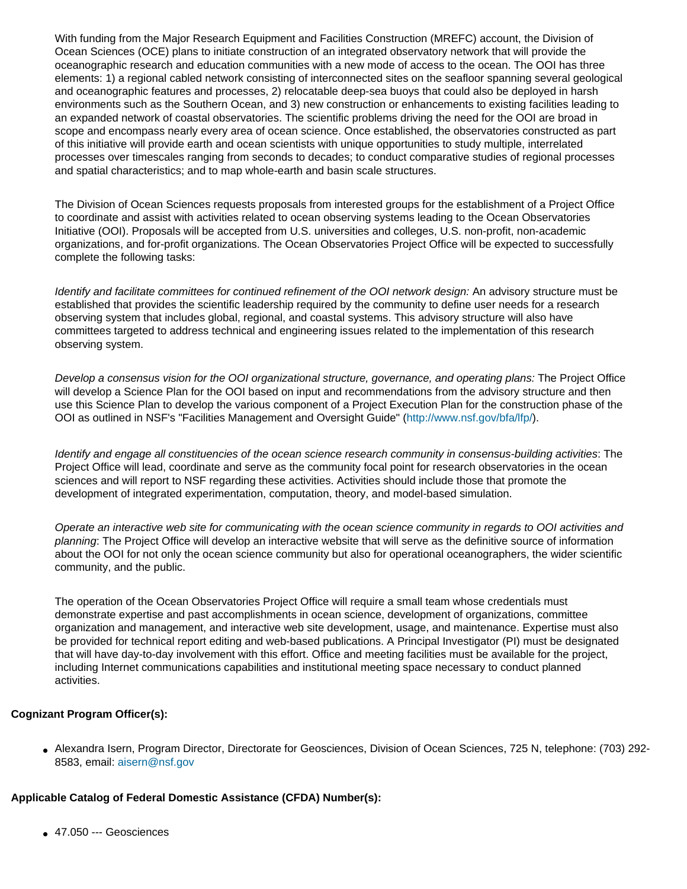With funding from the Major Research Equipment and Facilities Construction (MREFC) account, the Division of Ocean Sciences (OCE) plans to initiate construction of an integrated observatory network that will provide the oceanographic research and education communities with a new mode of access to the ocean. The OOI has three elements: 1) a regional cabled network consisting of interconnected sites on the seafloor spanning several geological and oceanographic features and processes, 2) relocatable deep-sea buoys that could also be deployed in harsh environments such as the Southern Ocean, and 3) new construction or enhancements to existing facilities leading to an expanded network of coastal observatories. The scientific problems driving the need for the OOI are broad in scope and encompass nearly every area of ocean science. Once established, the observatories constructed as part of this initiative will provide earth and ocean scientists with unique opportunities to study multiple, interrelated processes over timescales ranging from seconds to decades; to conduct comparative studies of regional processes and spatial characteristics; and to map whole-earth and basin scale structures.

The Division of Ocean Sciences requests proposals from interested groups for the establishment of a Project Office to coordinate and assist with activities related to ocean observing systems leading to the Ocean Observatories Initiative (OOI). Proposals will be accepted from U.S. universities and colleges, U.S. non-profit, non-academic organizations, and for-profit organizations. The Ocean Observatories Project Office will be expected to successfully complete the following tasks:

*Identify and facilitate committees for continued refinement of the OOI network design:* An advisory structure must be established that provides the scientific leadership required by the community to define user needs for a research observing system that includes global, regional, and coastal systems. This advisory structure will also have committees targeted to address technical and engineering issues related to the implementation of this research observing system.

*Develop a consensus vision for the OOI organizational structure, governance, and operating plans:* The Project Office will develop a Science Plan for the OOI based on input and recommendations from the advisory structure and then use this Science Plan to develop the various component of a Project Execution Plan for the construction phase of the OOI as outlined in NSF's "Facilities Management and Oversight Guide" (http://www.nsf.gov/bfa/lfp/).

*Identify and engage all constituencies of the ocean science research community in consensus-building activities*: The Project Office will lead, coordinate and serve as the community focal point for research observatories in the ocean sciences and will report to NSF regarding these activities. Activities should include those that promote the development of integrated experimentation, computation, theory, and model-based simulation.

*Operate an interactive web site for communicating with the ocean science community in regards to OOI activities and planning*: The Project Office will develop an interactive website that will serve as the definitive source of information about the OOI for not only the ocean science community but also for operational oceanographers, the wider scientific community, and the public.

The operation of the Ocean Observatories Project Office will require a small team whose credentials must demonstrate expertise and past accomplishments in ocean science, development of organizations, committee organization and management, and interactive web site development, usage, and maintenance. Expertise must also be provided for technical report editing and web-based publications. A Principal Investigator (PI) must be designated that will have day-to-day involvement with this effort. Office and meeting facilities must be available for the project, including Internet communications capabilities and institutional meeting space necessary to conduct planned activities.

**Cognizant Program Officer(s):**

- Alexandra Isern, Program Director, Directorate for Geosciences, Division of Ocean Sciences, 725 N, telephone: (703) 292-8583, email: aisern@nsf.gov

**Applicable Catalog of Federal Domestic Assistance (CFDA) Number(s):**

- 47.050 --- Geosciences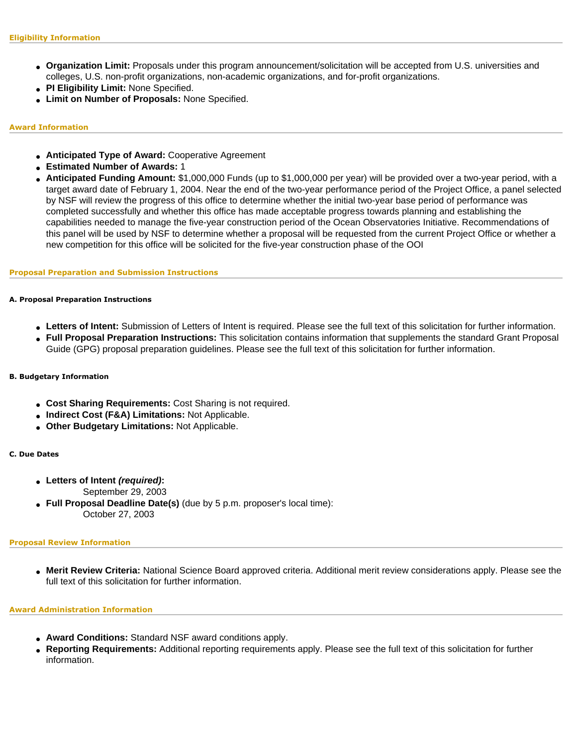## Eligibility Information

- **Organization Limit:** Proposals under this program announcement/solicitation will be accepted from U.S. universities and colleges, U.S. non-profit organizations, non-academic organizations, and for-profit organizations.
- **PI Eligibility Limit:** None Specified.
- **Limit on Number of Proposals:** None Specified.

## Award Information

- **Anticipated Type of Award:** Cooperative Agreement
- **Estimated Number of Awards:** 1
- **Anticipated Funding Amount:** $1,000,000 Funds (up to $1,000,000 per year) will be provided over a two-year period, with a target award date of February 1, 2004. Near the end of the two-year performance period of the Project Office, a panel selected by NSF will review the progress of this office to determine whether the initial two-year base period of performance was completed successfully and whether this office has made acceptable progress towards planning and establishing the capabilities needed to manage the five-year construction period of the Ocean Observatories Initiative. Recommendations of this panel will be used by NSF to determine whether a proposal will be requested from the current Project Office or whether a new competition for this office will be solicited for the five-year construction phase of the OOI

## Proposal Preparation and Submission Instructions

#### A. Proposal Preparation Instructions

- **Letters of Intent:** Submission of Letters of Intent is required. Please see the full text of this solicitation for further information.
- **Full Proposal Preparation Instructions:** This solicitation contains information that supplements the standard Grant Proposal Guide (GPG) proposal preparation guidelines. Please see the full text of this solicitation for further information.

#### B. Budgetary Information

- **Cost Sharing Requirements:** Cost Sharing is not required.
- **Indirect Cost (F&A) Limitations:** Not Applicable.
- **Other Budgetary Limitations:** Not Applicable.

#### C. Due Dates

- **Letters of Intent *(required)*:**
  September 29, 2003
- **Full Proposal Deadline Date(s)** (due by 5 p.m. proposer's local time):
  October 27, 2003

## Proposal Review Information

- **Merit Review Criteria:** National Science Board approved criteria. Additional merit review considerations apply. Please see the full text of this solicitation for further information.

## Award Administration Information

- **Award Conditions:** Standard NSF award conditions apply.
- **Reporting Requirements:** Additional reporting requirements apply. Please see the full text of this solicitation for further information.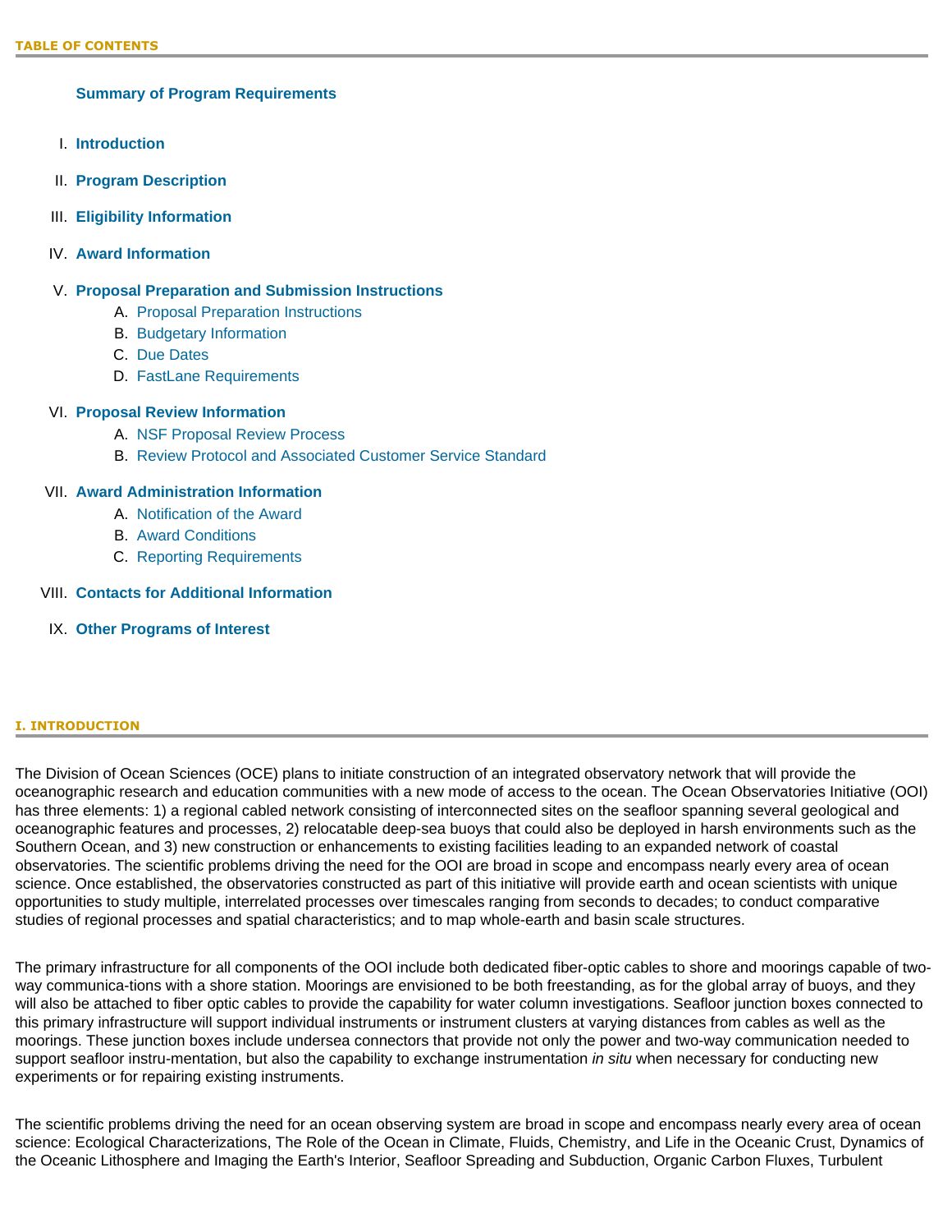**TABLE OF CONTENTS**

**Summary of Program Requirements**

I. **Introduction**

II. **Program Description**

III. **Eligibility Information**

IV. **Award Information**

V. **Proposal Preparation and Submission Instructions**
   A. Proposal Preparation Instructions
   B. Budgetary Information
   C. Due Dates
   D. FastLane Requirements

VI. **Proposal Review Information**
   A. NSF Proposal Review Process
   B. Review Protocol and Associated Customer Service Standard

VII. **Award Administration Information**
   A. Notification of the Award
   B. Award Conditions
   C. Reporting Requirements

VIII. **Contacts for Additional Information**

IX. **Other Programs of Interest**

## I. INTRODUCTION

The Division of Ocean Sciences (OCE) plans to initiate construction of an integrated observatory network that will provide the oceanographic research and education communities with a new mode of access to the ocean. The Ocean Observatories Initiative (OOI) has three elements: 1) a regional cabled network consisting of interconnected sites on the seafloor spanning several geological and oceanographic features and processes, 2) relocatable deep-sea buoys that could also be deployed in harsh environments such as the Southern Ocean, and 3) new construction or enhancements to existing facilities leading to an expanded network of coastal observatories. The scientific problems driving the need for the OOI are broad in scope and encompass nearly every area of ocean science. Once established, the observatories constructed as part of this initiative will provide earth and ocean scientists with unique opportunities to study multiple, interrelated processes over timescales ranging from seconds to decades; to conduct comparative studies of regional processes and spatial characteristics; and to map whole-earth and basin scale structures.

The primary infrastructure for all components of the OOI include both dedicated fiber-optic cables to shore and moorings capable of two-way communica-tions with a shore station. Moorings are envisioned to be both freestanding, as for the global array of buoys, and they will also be attached to fiber optic cables to provide the capability for water column investigations. Seafloor junction boxes connected to this primary infrastructure will support individual instruments or instrument clusters at varying distances from cables as well as the moorings. These junction boxes include undersea connectors that provide not only the power and two-way communication needed to support seafloor instru-mentation, but also the capability to exchange instrumentation *in situ* when necessary for conducting new experiments or for repairing existing instruments.

The scientific problems driving the need for an ocean observing system are broad in scope and encompass nearly every area of ocean science: Ecological Characterizations, The Role of the Ocean in Climate, Fluids, Chemistry, and Life in the Oceanic Crust, Dynamics of the Oceanic Lithosphere and Imaging the Earth's Interior, Seafloor Spreading and Subduction, Organic Carbon Fluxes, Turbulent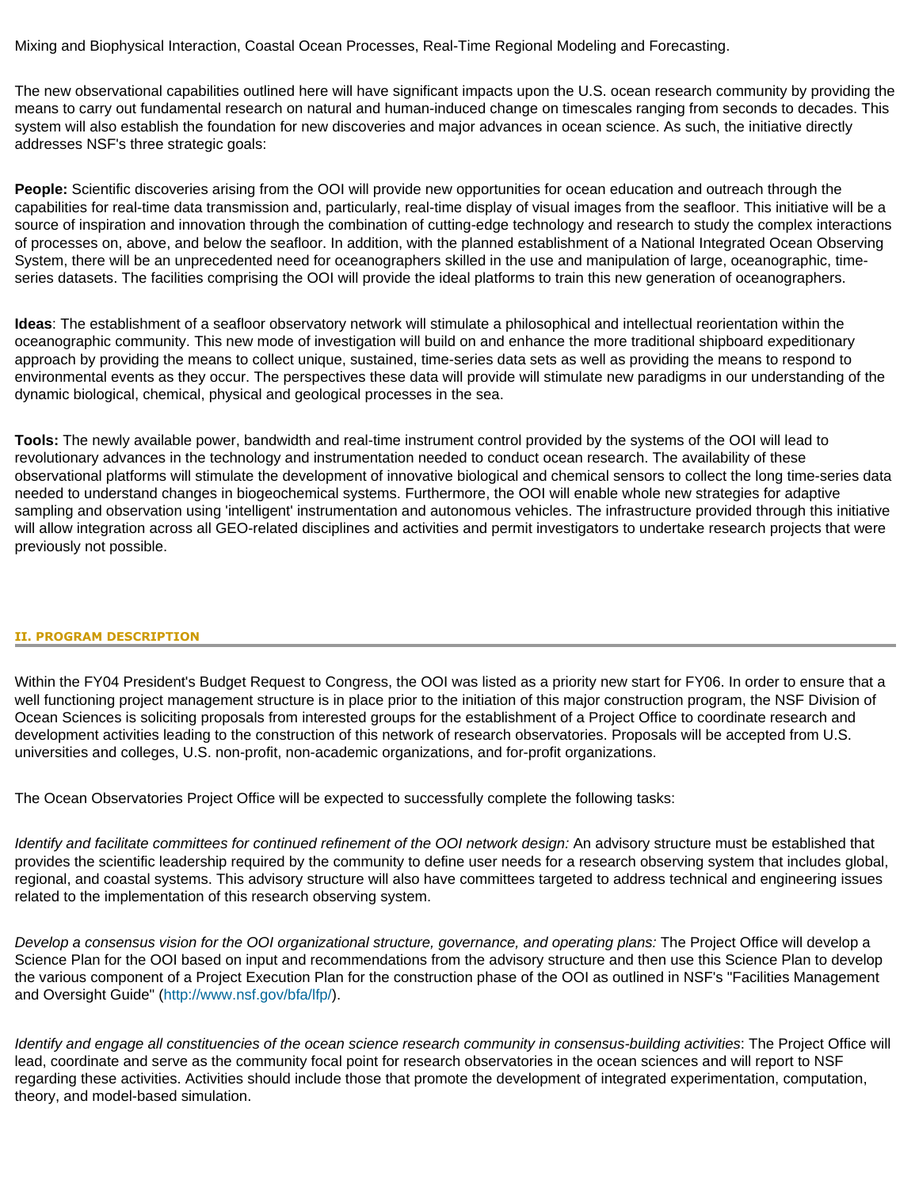Mixing and Biophysical Interaction, Coastal Ocean Processes, Real-Time Regional Modeling and Forecasting.

The new observational capabilities outlined here will have significant impacts upon the U.S. ocean research community by providing the means to carry out fundamental research on natural and human-induced change on timescales ranging from seconds to decades. This system will also establish the foundation for new discoveries and major advances in ocean science. As such, the initiative directly addresses NSF's three strategic goals:

**People:** Scientific discoveries arising from the OOI will provide new opportunities for ocean education and outreach through the capabilities for real-time data transmission and, particularly, real-time display of visual images from the seafloor. This initiative will be a source of inspiration and innovation through the combination of cutting-edge technology and research to study the complex interactions of processes on, above, and below the seafloor. In addition, with the planned establishment of a National Integrated Ocean Observing System, there will be an unprecedented need for oceanographers skilled in the use and manipulation of large, oceanographic, time-series datasets. The facilities comprising the OOI will provide the ideal platforms to train this new generation of oceanographers.

**Ideas**: The establishment of a seafloor observatory network will stimulate a philosophical and intellectual reorientation within the oceanographic community. This new mode of investigation will build on and enhance the more traditional shipboard expeditionary approach by providing the means to collect unique, sustained, time-series data sets as well as providing the means to respond to environmental events as they occur. The perspectives these data will provide will stimulate new paradigms in our understanding of the dynamic biological, chemical, physical and geological processes in the sea.

**Tools:** The newly available power, bandwidth and real-time instrument control provided by the systems of the OOI will lead to revolutionary advances in the technology and instrumentation needed to conduct ocean research. The availability of these observational platforms will stimulate the development of innovative biological and chemical sensors to collect the long time-series data needed to understand changes in biogeochemical systems. Furthermore, the OOI will enable whole new strategies for adaptive sampling and observation using 'intelligent' instrumentation and autonomous vehicles. The infrastructure provided through this initiative will allow integration across all GEO-related disciplines and activities and permit investigators to undertake research projects that were previously not possible.

## II. PROGRAM DESCRIPTION

Within the FY04 President's Budget Request to Congress, the OOI was listed as a priority new start for FY06. In order to ensure that a well functioning project management structure is in place prior to the initiation of this major construction program, the NSF Division of Ocean Sciences is soliciting proposals from interested groups for the establishment of a Project Office to coordinate research and development activities leading to the construction of this network of research observatories. Proposals will be accepted from U.S. universities and colleges, U.S. non-profit, non-academic organizations, and for-profit organizations.

The Ocean Observatories Project Office will be expected to successfully complete the following tasks:

*Identify and facilitate committees for continued refinement of the OOI network design:* An advisory structure must be established that provides the scientific leadership required by the community to define user needs for a research observing system that includes global, regional, and coastal systems. This advisory structure will also have committees targeted to address technical and engineering issues related to the implementation of this research observing system.

*Develop a consensus vision for the OOI organizational structure, governance, and operating plans:* The Project Office will develop a Science Plan for the OOI based on input and recommendations from the advisory structure and then use this Science Plan to develop the various component of a Project Execution Plan for the construction phase of the OOI as outlined in NSF's "Facilities Management and Oversight Guide" (http://www.nsf.gov/bfa/lfp/).

*Identify and engage all constituencies of the ocean science research community in consensus-building activities*: The Project Office will lead, coordinate and serve as the community focal point for research observatories in the ocean sciences and will report to NSF regarding these activities. Activities should include those that promote the development of integrated experimentation, computation, theory, and model-based simulation.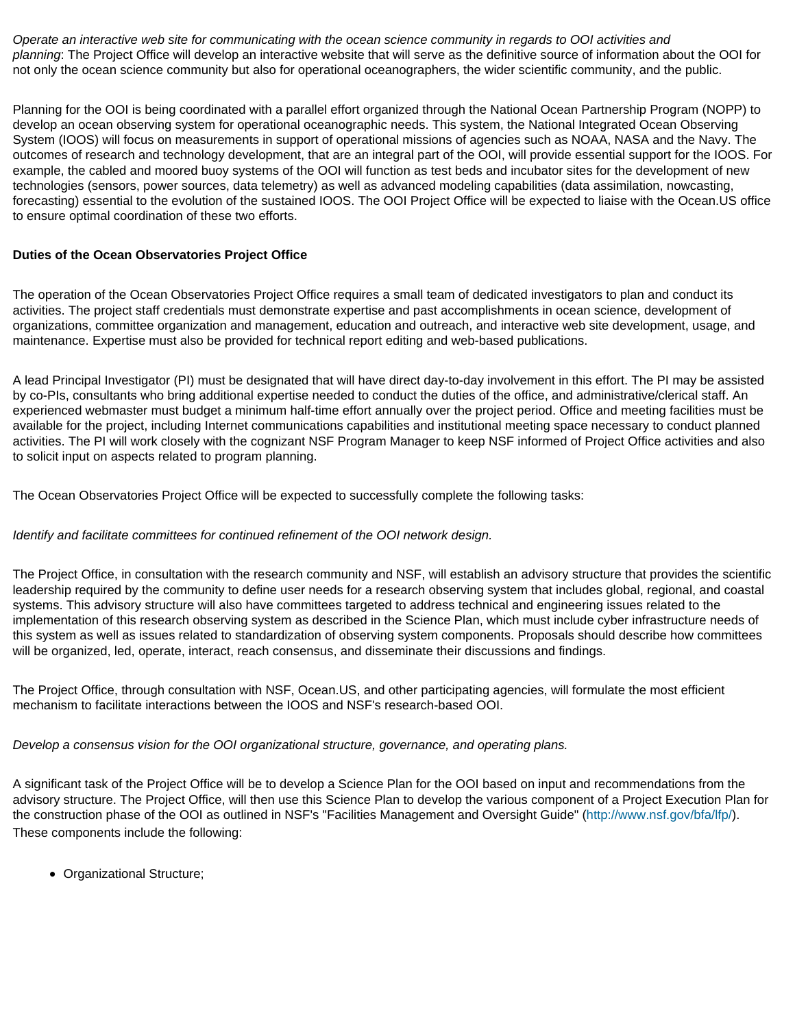*Operate an interactive web site for communicating with the ocean science community in regards to OOI activities and planning*: The Project Office will develop an interactive website that will serve as the definitive source of information about the OOI for not only the ocean science community but also for operational oceanographers, the wider scientific community, and the public.

Planning for the OOI is being coordinated with a parallel effort organized through the National Ocean Partnership Program (NOPP) to develop an ocean observing system for operational oceanographic needs. This system, the National Integrated Ocean Observing System (IOOS) will focus on measurements in support of operational missions of agencies such as NOAA, NASA and the Navy. The outcomes of research and technology development, that are an integral part of the OOI, will provide essential support for the IOOS. For example, the cabled and moored buoy systems of the OOI will function as test beds and incubator sites for the development of new technologies (sensors, power sources, data telemetry) as well as advanced modeling capabilities (data assimilation, nowcasting, forecasting) essential to the evolution of the sustained IOOS. The OOI Project Office will be expected to liaise with the Ocean.US office to ensure optimal coordination of these two efforts.

**Duties of the Ocean Observatories Project Office**

The operation of the Ocean Observatories Project Office requires a small team of dedicated investigators to plan and conduct its activities. The project staff credentials must demonstrate expertise and past accomplishments in ocean science, development of organizations, committee organization and management, education and outreach, and interactive web site development, usage, and maintenance. Expertise must also be provided for technical report editing and web-based publications.

A lead Principal Investigator (PI) must be designated that will have direct day-to-day involvement in this effort. The PI may be assisted by co-PIs, consultants who bring additional expertise needed to conduct the duties of the office, and administrative/clerical staff. An experienced webmaster must budget a minimum half-time effort annually over the project period. Office and meeting facilities must be available for the project, including Internet communications capabilities and institutional meeting space necessary to conduct planned activities. The PI will work closely with the cognizant NSF Program Manager to keep NSF informed of Project Office activities and also to solicit input on aspects related to program planning.

The Ocean Observatories Project Office will be expected to successfully complete the following tasks:

*Identify and facilitate committees for continued refinement of the OOI network design.*

The Project Office, in consultation with the research community and NSF, will establish an advisory structure that provides the scientific leadership required by the community to define user needs for a research observing system that includes global, regional, and coastal systems. This advisory structure will also have committees targeted to address technical and engineering issues related to the implementation of this research observing system as described in the Science Plan, which must include cyber infrastructure needs of this system as well as issues related to standardization of observing system components. Proposals should describe how committees will be organized, led, operate, interact, reach consensus, and disseminate their discussions and findings.

The Project Office, through consultation with NSF, Ocean.US, and other participating agencies, will formulate the most efficient mechanism to facilitate interactions between the IOOS and NSF's research-based OOI.

*Develop a consensus vision for the OOI organizational structure, governance, and operating plans.*

A significant task of the Project Office will be to develop a Science Plan for the OOI based on input and recommendations from the advisory structure. The Project Office, will then use this Science Plan to develop the various component of a Project Execution Plan for the construction phase of the OOI as outlined in NSF's "Facilities Management and Oversight Guide" (http://www.nsf.gov/bfa/lfp/). These components include the following:

- Organizational Structure;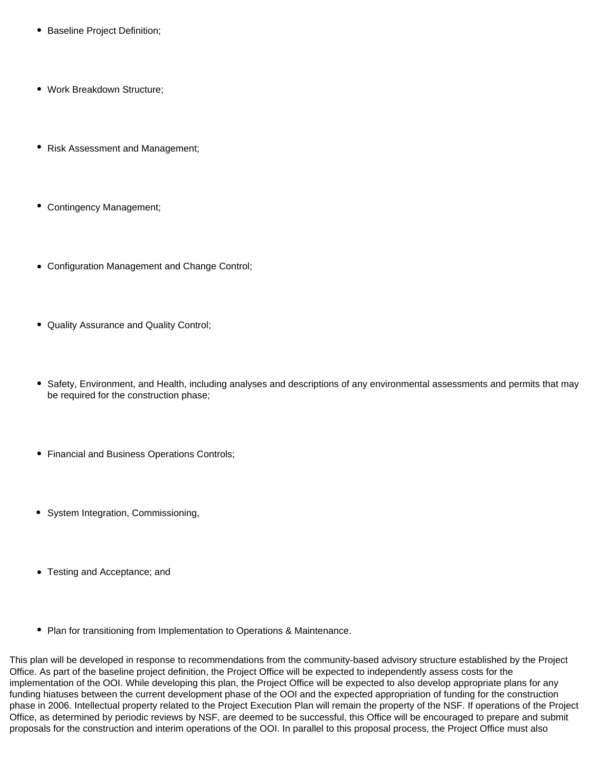- Baseline Project Definition;
- Work Breakdown Structure;
- Risk Assessment and Management;
- Contingency Management;
- Configuration Management and Change Control;
- Quality Assurance and Quality Control;
- Safety, Environment, and Health, including analyses and descriptions of any environmental assessments and permits that may be required for the construction phase;
- Financial and Business Operations Controls;
- System Integration, Commissioning,
- Testing and Acceptance; and
- Plan for transitioning from Implementation to Operations & Maintenance.

This plan will be developed in response to recommendations from the community-based advisory structure established by the Project Office. As part of the baseline project definition, the Project Office will be expected to independently assess costs for the implementation of the OOI. While developing this plan, the Project Office will be expected to also develop appropriate plans for any funding hiatuses between the current development phase of the OOI and the expected appropriation of funding for the construction phase in 2006. Intellectual property related to the Project Execution Plan will remain the property of the NSF. If operations of the Project Office, as determined by periodic reviews by NSF, are deemed to be successful, this Office will be encouraged to prepare and submit proposals for the construction and interim operations of the OOI. In parallel to this proposal process, the Project Office must also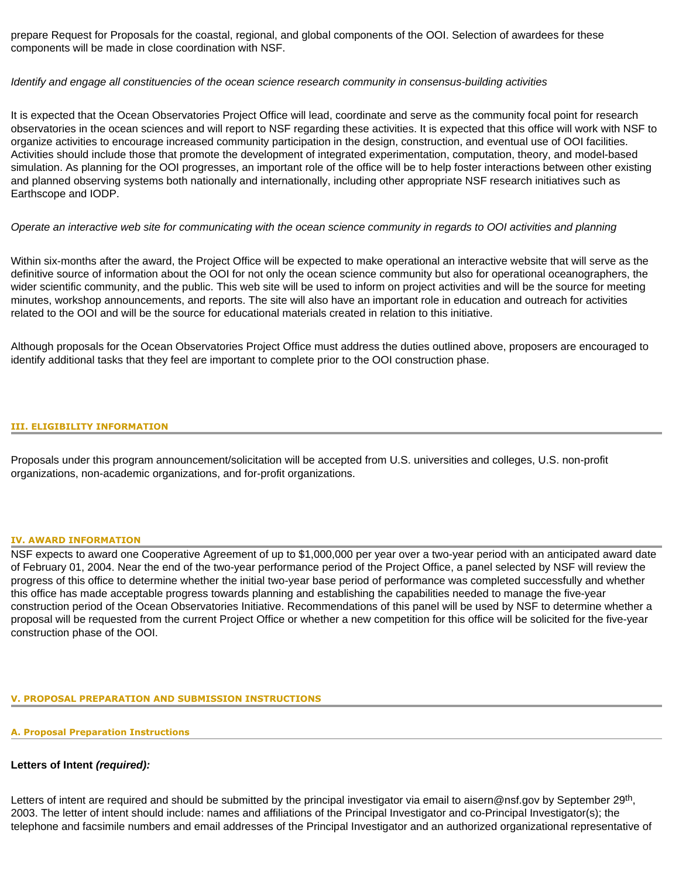prepare Request for Proposals for the coastal, regional, and global components of the OOI. Selection of awardees for these components will be made in close coordination with NSF.

*Identify and engage all constituencies of the ocean science research community in consensus-building activities*

It is expected that the Ocean Observatories Project Office will lead, coordinate and serve as the community focal point for research observatories in the ocean sciences and will report to NSF regarding these activities. It is expected that this office will work with NSF to organize activities to encourage increased community participation in the design, construction, and eventual use of OOI facilities. Activities should include those that promote the development of integrated experimentation, computation, theory, and model-based simulation. As planning for the OOI progresses, an important role of the office will be to help foster interactions between other existing and planned observing systems both nationally and internationally, including other appropriate NSF research initiatives such as Earthscope and IODP.

*Operate an interactive web site for communicating with the ocean science community in regards to OOI activities and planning*

Within six-months after the award, the Project Office will be expected to make operational an interactive website that will serve as the definitive source of information about the OOI for not only the ocean science community but also for operational oceanographers, the wider scientific community, and the public. This web site will be used to inform on project activities and will be the source for meeting minutes, workshop announcements, and reports. The site will also have an important role in education and outreach for activities related to the OOI and will be the source for educational materials created in relation to this initiative.

Although proposals for the Ocean Observatories Project Office must address the duties outlined above, proposers are encouraged to identify additional tasks that they feel are important to complete prior to the OOI construction phase.

## III. ELIGIBILITY INFORMATION

Proposals under this program announcement/solicitation will be accepted from U.S. universities and colleges, U.S. non-profit organizations, non-academic organizations, and for-profit organizations.

## IV. AWARD INFORMATION

NSF expects to award one Cooperative Agreement of up to $1,000,000 per year over a two-year period with an anticipated award date of February 01, 2004. Near the end of the two-year performance period of the Project Office, a panel selected by NSF will review the progress of this office to determine whether the initial two-year base period of performance was completed successfully and whether this office has made acceptable progress towards planning and establishing the capabilities needed to manage the five-year construction period of the Ocean Observatories Initiative. Recommendations of this panel will be used by NSF to determine whether a proposal will be requested from the current Project Office or whether a new competition for this office will be solicited for the five-year construction phase of the OOI.

## V. PROPOSAL PREPARATION AND SUBMISSION INSTRUCTIONS

### A. Proposal Preparation Instructions

**Letters of Intent *(required):***

Letters of intent are required and should be submitted by the principal investigator via email to aisern@nsf.gov by September 29th, 2003. The letter of intent should include: names and affiliations of the Principal Investigator and co-Principal Investigator(s); the telephone and facsimile numbers and email addresses of the Principal Investigator and an authorized organizational representative of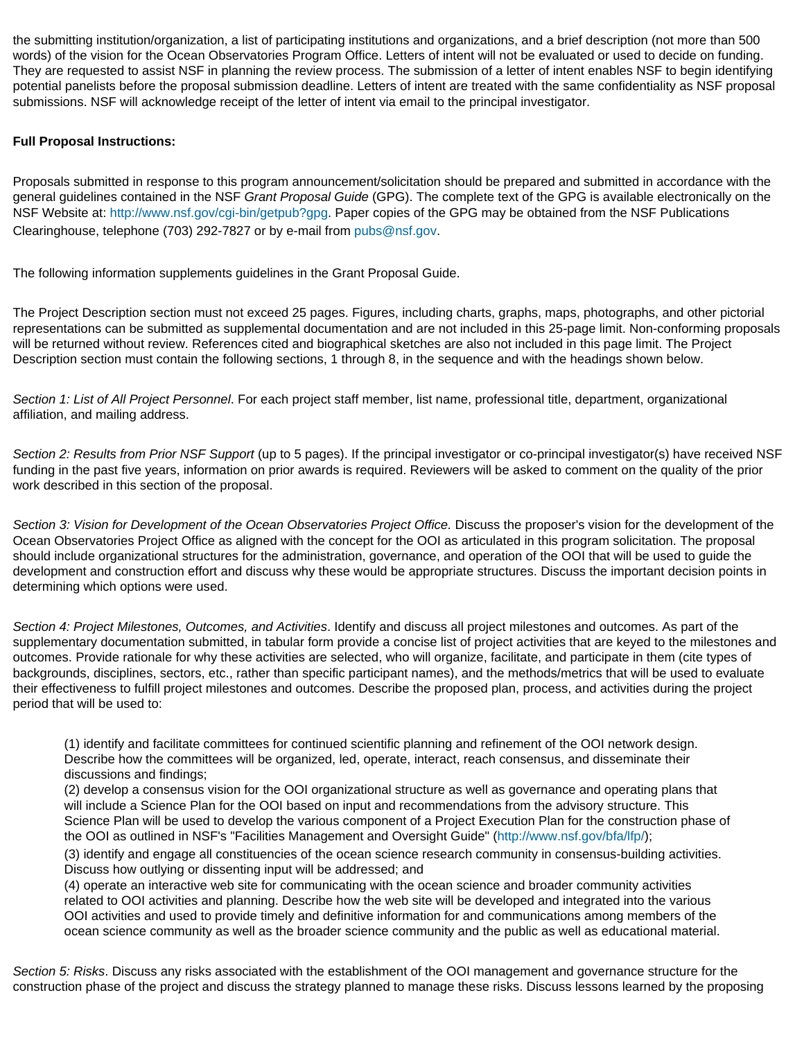the submitting institution/organization, a list of participating institutions and organizations, and a brief description (not more than 500 words) of the vision for the Ocean Observatories Program Office. Letters of intent will not be evaluated or used to decide on funding. They are requested to assist NSF in planning the review process. The submission of a letter of intent enables NSF to begin identifying potential panelists before the proposal submission deadline. Letters of intent are treated with the same confidentiality as NSF proposal submissions. NSF will acknowledge receipt of the letter of intent via email to the principal investigator.

**Full Proposal Instructions:**

Proposals submitted in response to this program announcement/solicitation should be prepared and submitted in accordance with the general guidelines contained in the NSF *Grant Proposal Guide* (GPG). The complete text of the GPG is available electronically on the NSF Website at: http://www.nsf.gov/cgi-bin/getpub?gpg. Paper copies of the GPG may be obtained from the NSF Publications Clearinghouse, telephone (703) 292-7827 or by e-mail from pubs@nsf.gov.

The following information supplements guidelines in the Grant Proposal Guide.

The Project Description section must not exceed 25 pages. Figures, including charts, graphs, maps, photographs, and other pictorial representations can be submitted as supplemental documentation and are not included in this 25-page limit. Non-conforming proposals will be returned without review. References cited and biographical sketches are also not included in this page limit. The Project Description section must contain the following sections, 1 through 8, in the sequence and with the headings shown below.

*Section 1: List of All Project Personnel*. For each project staff member, list name, professional title, department, organizational affiliation, and mailing address.

*Section 2: Results from Prior NSF Support* (up to 5 pages). If the principal investigator or co-principal investigator(s) have received NSF funding in the past five years, information on prior awards is required. Reviewers will be asked to comment on the quality of the prior work described in this section of the proposal.

*Section 3: Vision for Development of the Ocean Observatories Project Office.* Discuss the proposer's vision for the development of the Ocean Observatories Project Office as aligned with the concept for the OOI as articulated in this program solicitation. The proposal should include organizational structures for the administration, governance, and operation of the OOI that will be used to guide the development and construction effort and discuss why these would be appropriate structures. Discuss the important decision points in determining which options were used.

*Section 4: Project Milestones, Outcomes, and Activities*. Identify and discuss all project milestones and outcomes. As part of the supplementary documentation submitted, in tabular form provide a concise list of project activities that are keyed to the milestones and outcomes. Provide rationale for why these activities are selected, who will organize, facilitate, and participate in them (cite types of backgrounds, disciplines, sectors, etc., rather than specific participant names), and the methods/metrics that will be used to evaluate their effectiveness to fulfill project milestones and outcomes. Describe the proposed plan, process, and activities during the project period that will be used to:

(1) identify and facilitate committees for continued scientific planning and refinement of the OOI network design. Describe how the committees will be organized, led, operate, interact, reach consensus, and disseminate their discussions and findings;
(2) develop a consensus vision for the OOI organizational structure as well as governance and operating plans that will include a Science Plan for the OOI based on input and recommendations from the advisory structure. This Science Plan will be used to develop the various component of a Project Execution Plan for the construction phase of the OOI as outlined in NSF's "Facilities Management and Oversight Guide" (http://www.nsf.gov/bfa/lfp/);
(3) identify and engage all constituencies of the ocean science research community in consensus-building activities. Discuss how outlying or dissenting input will be addressed; and
(4) operate an interactive web site for communicating with the ocean science and broader community activities related to OOI activities and planning. Describe how the web site will be developed and integrated into the various OOI activities and used to provide timely and definitive information for and communications among members of the ocean science community as well as the broader science community and the public as well as educational material.

*Section 5: Risks*. Discuss any risks associated with the establishment of the OOI management and governance structure for the construction phase of the project and discuss the strategy planned to manage these risks. Discuss lessons learned by the proposing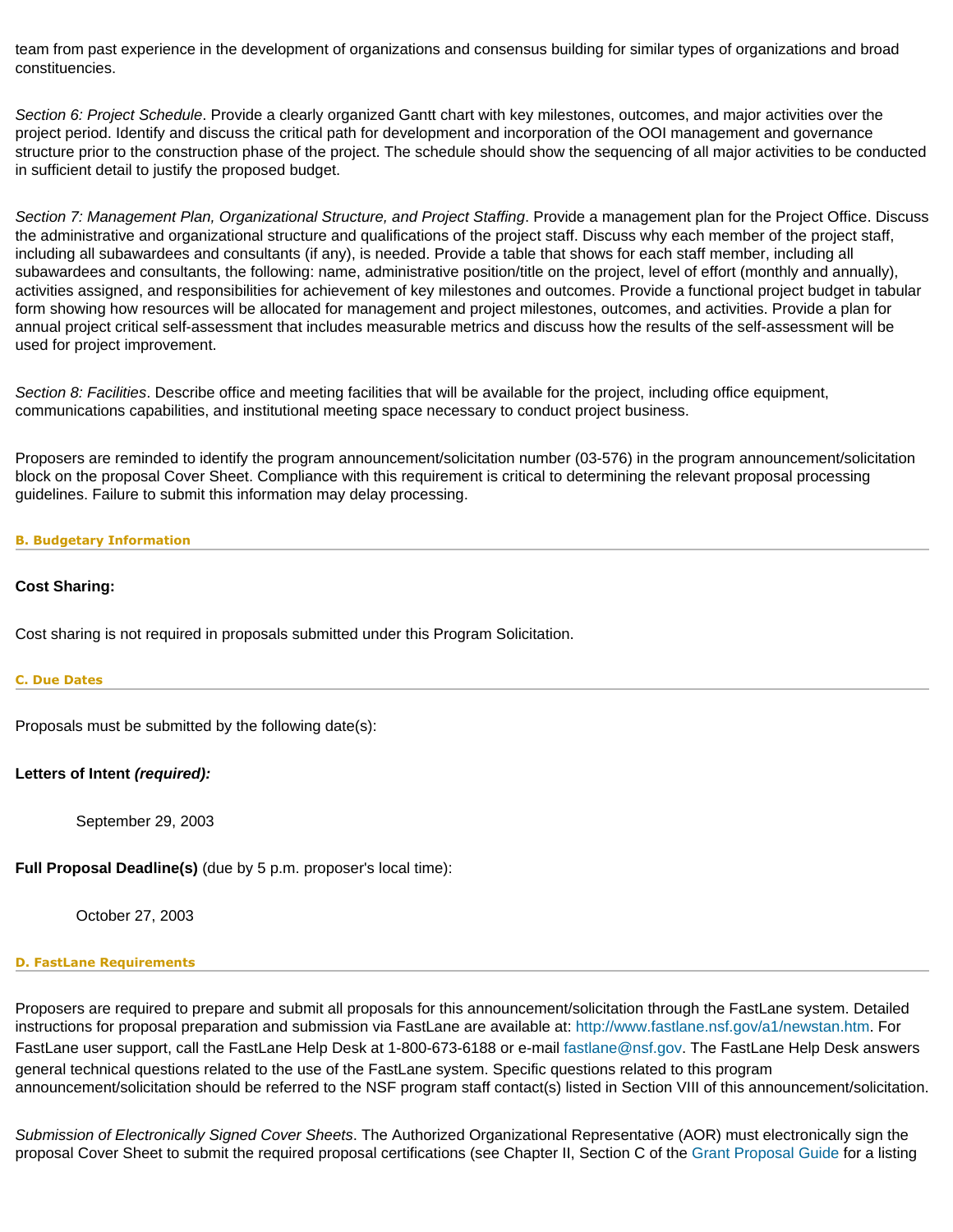team from past experience in the development of organizations and consensus building for similar types of organizations and broad constituencies.

*Section 6: Project Schedule*. Provide a clearly organized Gantt chart with key milestones, outcomes, and major activities over the project period. Identify and discuss the critical path for development and incorporation of the OOI management and governance structure prior to the construction phase of the project. The schedule should show the sequencing of all major activities to be conducted in sufficient detail to justify the proposed budget.

*Section 7: Management Plan, Organizational Structure, and Project Staffing*. Provide a management plan for the Project Office. Discuss the administrative and organizational structure and qualifications of the project staff. Discuss why each member of the project staff, including all subawardees and consultants (if any), is needed. Provide a table that shows for each staff member, including all subawardees and consultants, the following: name, administrative position/title on the project, level of effort (monthly and annually), activities assigned, and responsibilities for achievement of key milestones and outcomes. Provide a functional project budget in tabular form showing how resources will be allocated for management and project milestones, outcomes, and activities. Provide a plan for annual project critical self-assessment that includes measurable metrics and discuss how the results of the self-assessment will be used for project improvement.

*Section 8: Facilities*. Describe office and meeting facilities that will be available for the project, including office equipment, communications capabilities, and institutional meeting space necessary to conduct project business.

Proposers are reminded to identify the program announcement/solicitation number (03-576) in the program announcement/solicitation block on the proposal Cover Sheet. Compliance with this requirement is critical to determining the relevant proposal processing guidelines. Failure to submit this information may delay processing.

#### B. Budgetary Information

**Cost Sharing:**

Cost sharing is not required in proposals submitted under this Program Solicitation.

#### C. Due Dates

Proposals must be submitted by the following date(s):

**Letters of Intent *(required):***

September 29, 2003

**Full Proposal Deadline(s)** (due by 5 p.m. proposer's local time):

October 27, 2003

#### D. FastLane Requirements

Proposers are required to prepare and submit all proposals for this announcement/solicitation through the FastLane system. Detailed instructions for proposal preparation and submission via FastLane are available at: http://www.fastlane.nsf.gov/a1/newstan.htm. For FastLane user support, call the FastLane Help Desk at 1-800-673-6188 or e-mail fastlane@nsf.gov. The FastLane Help Desk answers general technical questions related to the use of the FastLane system. Specific questions related to this program announcement/solicitation should be referred to the NSF program staff contact(s) listed in Section VIII of this announcement/solicitation.

*Submission of Electronically Signed Cover Sheets*. The Authorized Organizational Representative (AOR) must electronically sign the proposal Cover Sheet to submit the required proposal certifications (see Chapter II, Section C of the Grant Proposal Guide for a listing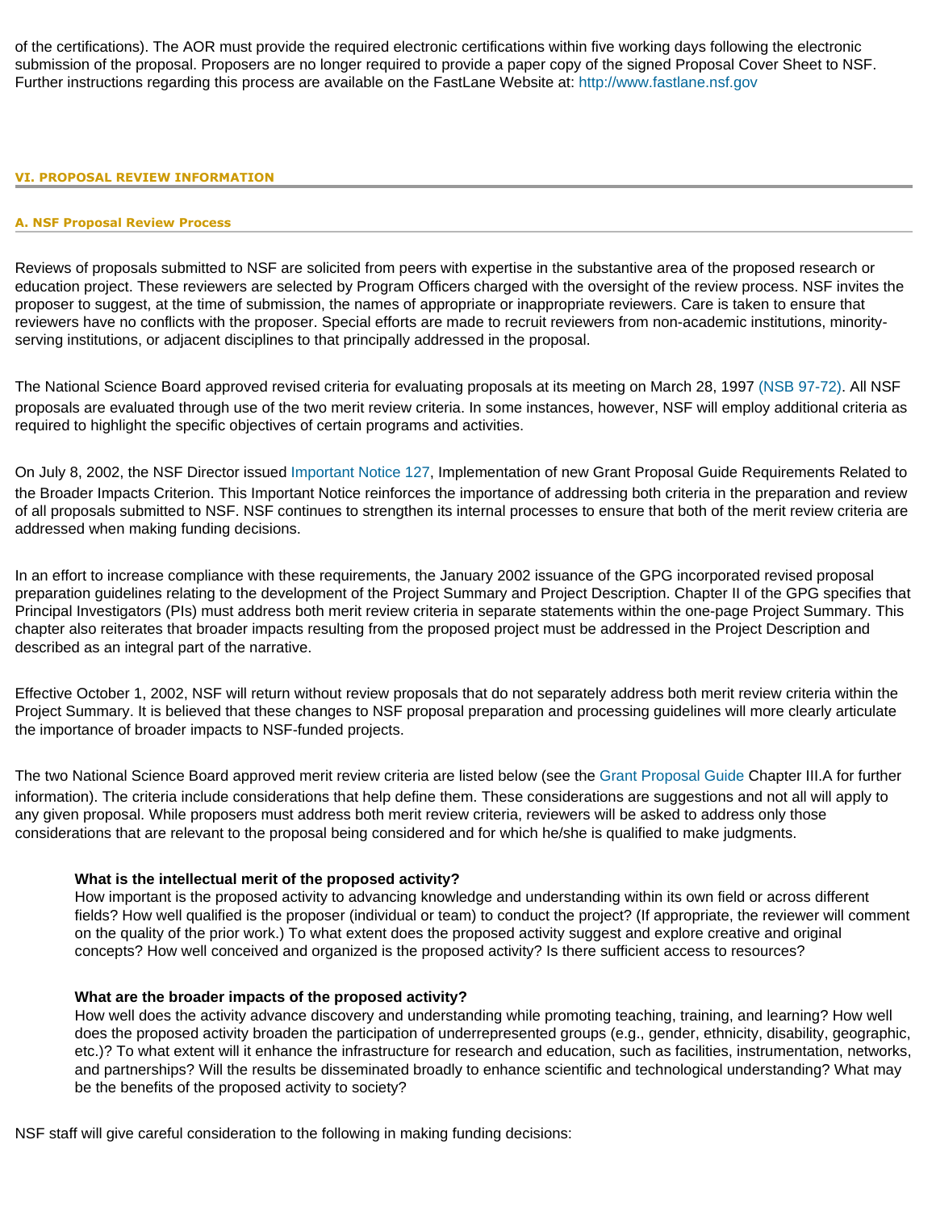of the certifications). The AOR must provide the required electronic certifications within five working days following the electronic submission of the proposal. Proposers are no longer required to provide a paper copy of the signed Proposal Cover Sheet to NSF. Further instructions regarding this process are available on the FastLane Website at: http://www.fastlane.nsf.gov

## VI. PROPOSAL REVIEW INFORMATION

### A. NSF Proposal Review Process

Reviews of proposals submitted to NSF are solicited from peers with expertise in the substantive area of the proposed research or education project. These reviewers are selected by Program Officers charged with the oversight of the review process. NSF invites the proposer to suggest, at the time of submission, the names of appropriate or inappropriate reviewers. Care is taken to ensure that reviewers have no conflicts with the proposer. Special efforts are made to recruit reviewers from non-academic institutions, minority-serving institutions, or adjacent disciplines to that principally addressed in the proposal.

The National Science Board approved revised criteria for evaluating proposals at its meeting on March 28, 1997 (NSB 97-72). All NSF proposals are evaluated through use of the two merit review criteria. In some instances, however, NSF will employ additional criteria as required to highlight the specific objectives of certain programs and activities.

On July 8, 2002, the NSF Director issued Important Notice 127, Implementation of new Grant Proposal Guide Requirements Related to the Broader Impacts Criterion. This Important Notice reinforces the importance of addressing both criteria in the preparation and review of all proposals submitted to NSF. NSF continues to strengthen its internal processes to ensure that both of the merit review criteria are addressed when making funding decisions.

In an effort to increase compliance with these requirements, the January 2002 issuance of the GPG incorporated revised proposal preparation guidelines relating to the development of the Project Summary and Project Description. Chapter II of the GPG specifies that Principal Investigators (PIs) must address both merit review criteria in separate statements within the one-page Project Summary. This chapter also reiterates that broader impacts resulting from the proposed project must be addressed in the Project Description and described as an integral part of the narrative.

Effective October 1, 2002, NSF will return without review proposals that do not separately address both merit review criteria within the Project Summary. It is believed that these changes to NSF proposal preparation and processing guidelines will more clearly articulate the importance of broader impacts to NSF-funded projects.

The two National Science Board approved merit review criteria are listed below (see the Grant Proposal Guide Chapter III.A for further information). The criteria include considerations that help define them. These considerations are suggestions and not all will apply to any given proposal. While proposers must address both merit review criteria, reviewers will be asked to address only those considerations that are relevant to the proposal being considered and for which he/she is qualified to make judgments.

> **What is the intellectual merit of the proposed activity?**
> How important is the proposed activity to advancing knowledge and understanding within its own field or across different fields? How well qualified is the proposer (individual or team) to conduct the project? (If appropriate, the reviewer will comment on the quality of the prior work.) To what extent does the proposed activity suggest and explore creative and original concepts? How well conceived and organized is the proposed activity? Is there sufficient access to resources?
>
> **What are the broader impacts of the proposed activity?**
> How well does the activity advance discovery and understanding while promoting teaching, training, and learning? How well does the proposed activity broaden the participation of underrepresented groups (e.g., gender, ethnicity, disability, geographic, etc.)? To what extent will it enhance the infrastructure for research and education, such as facilities, instrumentation, networks, and partnerships? Will the results be disseminated broadly to enhance scientific and technological understanding? What may be the benefits of the proposed activity to society?

NSF staff will give careful consideration to the following in making funding decisions: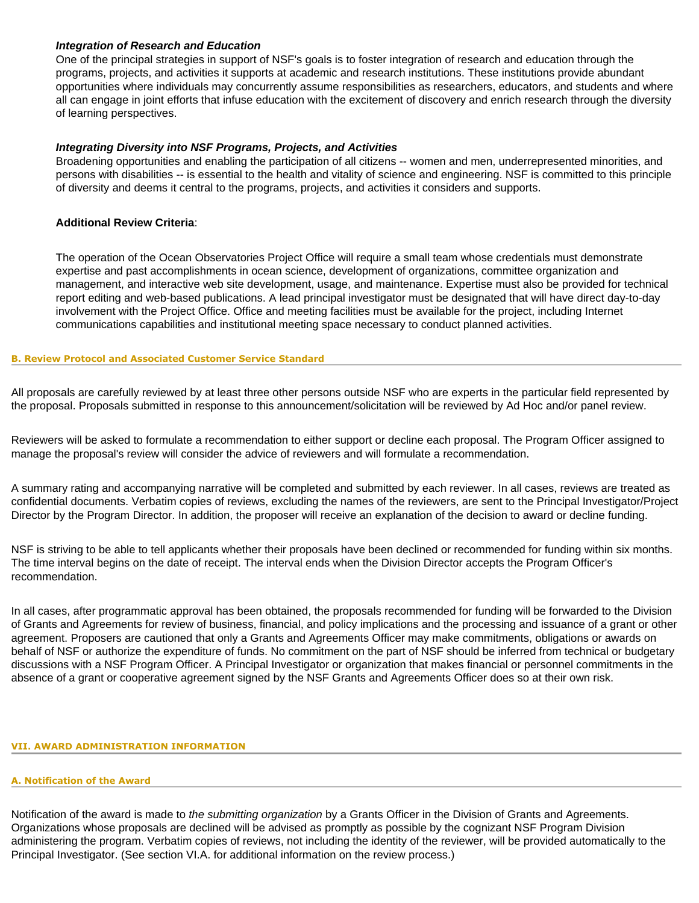***Integration of Research and Education***
One of the principal strategies in support of NSF's goals is to foster integration of research and education through the programs, projects, and activities it supports at academic and research institutions. These institutions provide abundant opportunities where individuals may concurrently assume responsibilities as researchers, educators, and students and where all can engage in joint efforts that infuse education with the excitement of discovery and enrich research through the diversity of learning perspectives.

***Integrating Diversity into NSF Programs, Projects, and Activities***
Broadening opportunities and enabling the participation of all citizens -- women and men, underrepresented minorities, and persons with disabilities -- is essential to the health and vitality of science and engineering. NSF is committed to this principle of diversity and deems it central to the programs, projects, and activities it considers and supports.

**Additional Review Criteria**:

The operation of the Ocean Observatories Project Office will require a small team whose credentials must demonstrate expertise and past accomplishments in ocean science, development of organizations, committee organization and management, and interactive web site development, usage, and maintenance. Expertise must also be provided for technical report editing and web-based publications. A lead principal investigator must be designated that will have direct day-to-day involvement with the Project Office. Office and meeting facilities must be available for the project, including Internet communications capabilities and institutional meeting space necessary to conduct planned activities.

### B. Review Protocol and Associated Customer Service Standard

All proposals are carefully reviewed by at least three other persons outside NSF who are experts in the particular field represented by the proposal. Proposals submitted in response to this announcement/solicitation will be reviewed by Ad Hoc and/or panel review.

Reviewers will be asked to formulate a recommendation to either support or decline each proposal. The Program Officer assigned to manage the proposal's review will consider the advice of reviewers and will formulate a recommendation.

A summary rating and accompanying narrative will be completed and submitted by each reviewer. In all cases, reviews are treated as confidential documents. Verbatim copies of reviews, excluding the names of the reviewers, are sent to the Principal Investigator/Project Director by the Program Director. In addition, the proposer will receive an explanation of the decision to award or decline funding.

NSF is striving to be able to tell applicants whether their proposals have been declined or recommended for funding within six months. The time interval begins on the date of receipt. The interval ends when the Division Director accepts the Program Officer's recommendation.

In all cases, after programmatic approval has been obtained, the proposals recommended for funding will be forwarded to the Division of Grants and Agreements for review of business, financial, and policy implications and the processing and issuance of a grant or other agreement. Proposers are cautioned that only a Grants and Agreements Officer may make commitments, obligations or awards on behalf of NSF or authorize the expenditure of funds. No commitment on the part of NSF should be inferred from technical or budgetary discussions with a NSF Program Officer. A Principal Investigator or organization that makes financial or personnel commitments in the absence of a grant or cooperative agreement signed by the NSF Grants and Agreements Officer does so at their own risk.

## VII. AWARD ADMINISTRATION INFORMATION

### A. Notification of the Award

Notification of the award is made to *the submitting organization* by a Grants Officer in the Division of Grants and Agreements. Organizations whose proposals are declined will be advised as promptly as possible by the cognizant NSF Program Division administering the program. Verbatim copies of reviews, not including the identity of the reviewer, will be provided automatically to the Principal Investigator. (See section VI.A. for additional information on the review process.)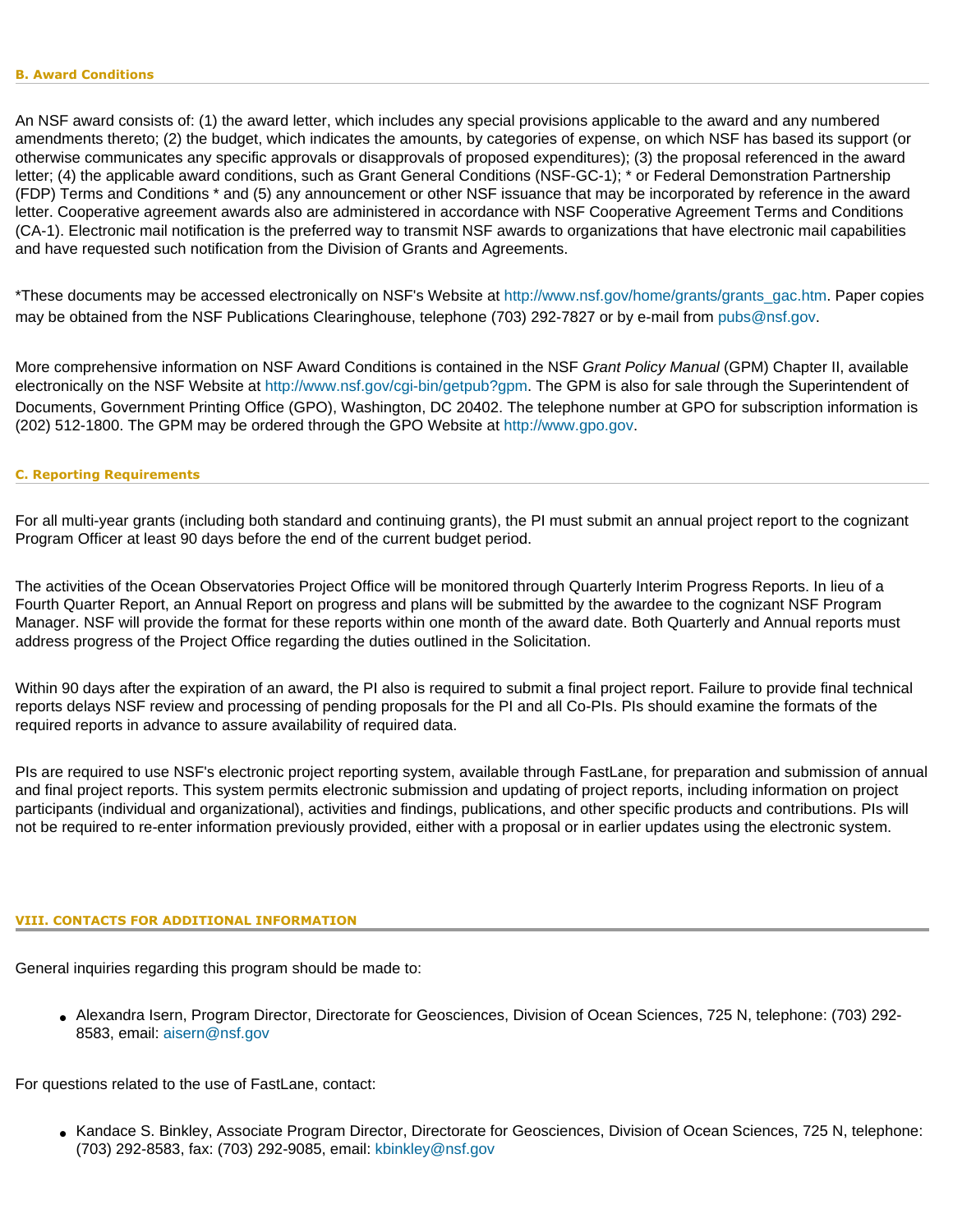### B. Award Conditions

An NSF award consists of: (1) the award letter, which includes any special provisions applicable to the award and any numbered amendments thereto; (2) the budget, which indicates the amounts, by categories of expense, on which NSF has based its support (or otherwise communicates any specific approvals or disapprovals of proposed expenditures); (3) the proposal referenced in the award letter; (4) the applicable award conditions, such as Grant General Conditions (NSF-GC-1); * or Federal Demonstration Partnership (FDP) Terms and Conditions * and (5) any announcement or other NSF issuance that may be incorporated by reference in the award letter. Cooperative agreement awards also are administered in accordance with NSF Cooperative Agreement Terms and Conditions (CA-1). Electronic mail notification is the preferred way to transmit NSF awards to organizations that have electronic mail capabilities and have requested such notification from the Division of Grants and Agreements.

*These documents may be accessed electronically on NSF's Website at http://www.nsf.gov/home/grants/grants_gac.htm. Paper copies may be obtained from the NSF Publications Clearinghouse, telephone (703) 292-7827 or by e-mail from pubs@nsf.gov.

More comprehensive information on NSF Award Conditions is contained in the NSF *Grant Policy Manual* (GPM) Chapter II, available electronically on the NSF Website at http://www.nsf.gov/cgi-bin/getpub?gpm. The GPM is also for sale through the Superintendent of Documents, Government Printing Office (GPO), Washington, DC 20402. The telephone number at GPO for subscription information is (202) 512-1800. The GPM may be ordered through the GPO Website at http://www.gpo.gov.

### C. Reporting Requirements

For all multi-year grants (including both standard and continuing grants), the PI must submit an annual project report to the cognizant Program Officer at least 90 days before the end of the current budget period.

The activities of the Ocean Observatories Project Office will be monitored through Quarterly Interim Progress Reports. In lieu of a Fourth Quarter Report, an Annual Report on progress and plans will be submitted by the awardee to the cognizant NSF Program Manager. NSF will provide the format for these reports within one month of the award date. Both Quarterly and Annual reports must address progress of the Project Office regarding the duties outlined in the Solicitation.

Within 90 days after the expiration of an award, the PI also is required to submit a final project report. Failure to provide final technical reports delays NSF review and processing of pending proposals for the PI and all Co-PIs. PIs should examine the formats of the required reports in advance to assure availability of required data.

PIs are required to use NSF's electronic project reporting system, available through FastLane, for preparation and submission of annual and final project reports. This system permits electronic submission and updating of project reports, including information on project participants (individual and organizational), activities and findings, publications, and other specific products and contributions. PIs will not be required to re-enter information previously provided, either with a proposal or in earlier updates using the electronic system.

## VIII. CONTACTS FOR ADDITIONAL INFORMATION

General inquiries regarding this program should be made to:

- Alexandra Isern, Program Director, Directorate for Geosciences, Division of Ocean Sciences, 725 N, telephone: (703) 292-8583, email: aisern@nsf.gov

For questions related to the use of FastLane, contact:

- Kandace S. Binkley, Associate Program Director, Directorate for Geosciences, Division of Ocean Sciences, 725 N, telephone: (703) 292-8583, fax: (703) 292-9085, email: kbinkley@nsf.gov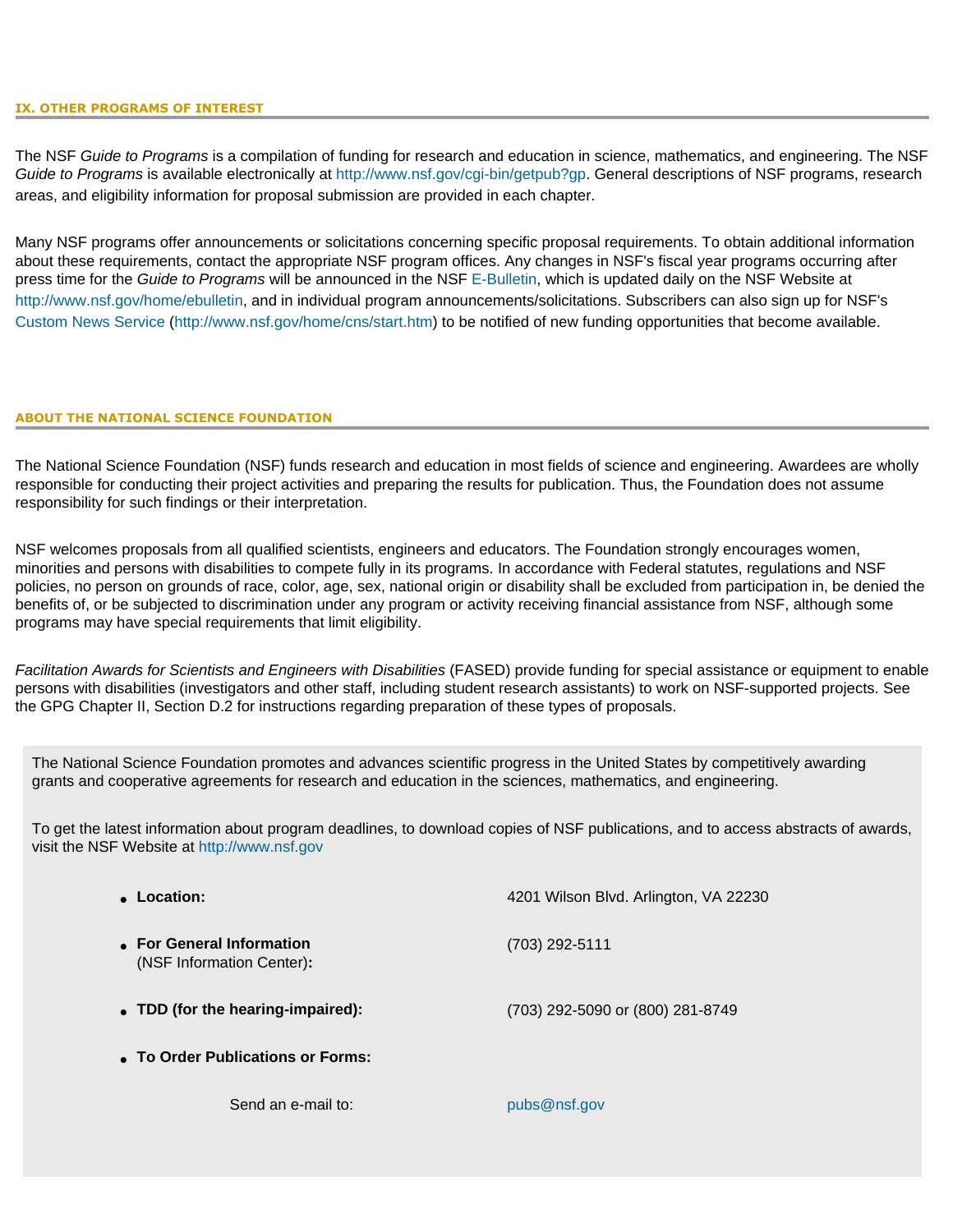## IX. OTHER PROGRAMS OF INTEREST

The NSF *Guide to Programs* is a compilation of funding for research and education in science, mathematics, and engineering. The NSF *Guide to Programs* is available electronically at http://www.nsf.gov/cgi-bin/getpub?gp. General descriptions of NSF programs, research areas, and eligibility information for proposal submission are provided in each chapter.

Many NSF programs offer announcements or solicitations concerning specific proposal requirements. To obtain additional information about these requirements, contact the appropriate NSF program offices. Any changes in NSF's fiscal year programs occurring after press time for the *Guide to Programs* will be announced in the NSF E-Bulletin, which is updated daily on the NSF Website at http://www.nsf.gov/home/ebulletin, and in individual program announcements/solicitations. Subscribers can also sign up for NSF's Custom News Service (http://www.nsf.gov/home/cns/start.htm) to be notified of new funding opportunities that become available.

## ABOUT THE NATIONAL SCIENCE FOUNDATION

The National Science Foundation (NSF) funds research and education in most fields of science and engineering. Awardees are wholly responsible for conducting their project activities and preparing the results for publication. Thus, the Foundation does not assume responsibility for such findings or their interpretation.

NSF welcomes proposals from all qualified scientists, engineers and educators. The Foundation strongly encourages women, minorities and persons with disabilities to compete fully in its programs. In accordance with Federal statutes, regulations and NSF policies, no person on grounds of race, color, age, sex, national origin or disability shall be excluded from participation in, be denied the benefits of, or be subjected to discrimination under any program or activity receiving financial assistance from NSF, although some programs may have special requirements that limit eligibility.

*Facilitation Awards for Scientists and Engineers with Disabilities* (FASED) provide funding for special assistance or equipment to enable persons with disabilities (investigators and other staff, including student research assistants) to work on NSF-supported projects. See the GPG Chapter II, Section D.2 for instructions regarding preparation of these types of proposals.

The National Science Foundation promotes and advances scientific progress in the United States by competitively awarding grants and cooperative agreements for research and education in the sciences, mathematics, and engineering.

To get the latest information about program deadlines, to download copies of NSF publications, and to access abstracts of awards, visit the NSF Website at http://www.nsf.gov

- **Location:** 4201 Wilson Blvd. Arlington, VA 22230
- **For General Information** (NSF Information Center)**:** (703) 292-5111
- **TDD (for the hearing-impaired):** (703) 292-5090 or (800) 281-8749
- **To Order Publications or Forms:**

  Send an e-mail to: pubs@nsf.gov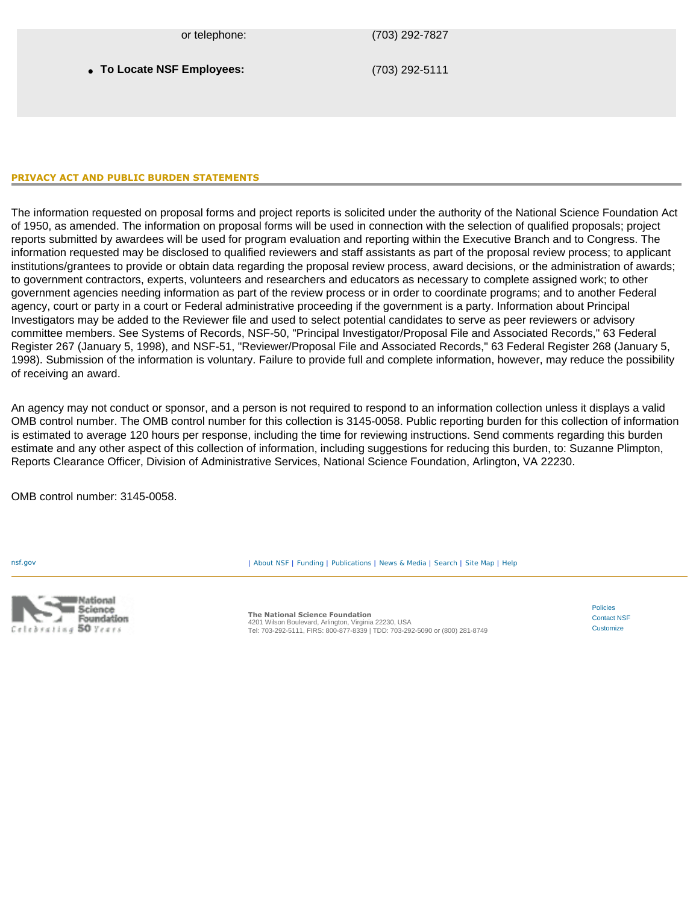or telephone: (703) 292-7827

- **To Locate NSF Employees:** (703) 292-5111

## PRIVACY ACT AND PUBLIC BURDEN STATEMENTS

The information requested on proposal forms and project reports is solicited under the authority of the National Science Foundation Act of 1950, as amended. The information on proposal forms will be used in connection with the selection of qualified proposals; project reports submitted by awardees will be used for program evaluation and reporting within the Executive Branch and to Congress. The information requested may be disclosed to qualified reviewers and staff assistants as part of the proposal review process; to applicant institutions/grantees to provide or obtain data regarding the proposal review process, award decisions, or the administration of awards; to government contractors, experts, volunteers and researchers and educators as necessary to complete assigned work; to other government agencies needing information as part of the review process or in order to coordinate programs; and to another Federal agency, court or party in a court or Federal administrative proceeding if the government is a party. Information about Principal Investigators may be added to the Reviewer file and used to select potential candidates to serve as peer reviewers or advisory committee members. See Systems of Records, NSF-50, "Principal Investigator/Proposal File and Associated Records," 63 Federal Register 267 (January 5, 1998), and NSF-51, "Reviewer/Proposal File and Associated Records," 63 Federal Register 268 (January 5, 1998). Submission of the information is voluntary. Failure to provide full and complete information, however, may reduce the possibility of receiving an award.

An agency may not conduct or sponsor, and a person is not required to respond to an information collection unless it displays a valid OMB control number. The OMB control number for this collection is 3145-0058. Public reporting burden for this collection of information is estimated to average 120 hours per response, including the time for reviewing instructions. Send comments regarding this burden estimate and any other aspect of this collection of information, including suggestions for reducing this burden, to: Suzanne Plimpton, Reports Clearance Officer, Division of Administrative Services, National Science Foundation, Arlington, VA 22230.

OMB control number: 3145-0058.

nsf.gov | About NSF | Funding | Publications | News & Media | Search | Site Map | Help

**The National Science Foundation**
4201 Wilson Boulevard, Arlington, Virginia 22230, USA
Tel: 703-292-5111, FIRS: 800-877-8339 | TDD: 703-292-5090 or (800) 281-8749

Policies
Contact NSF
Customize